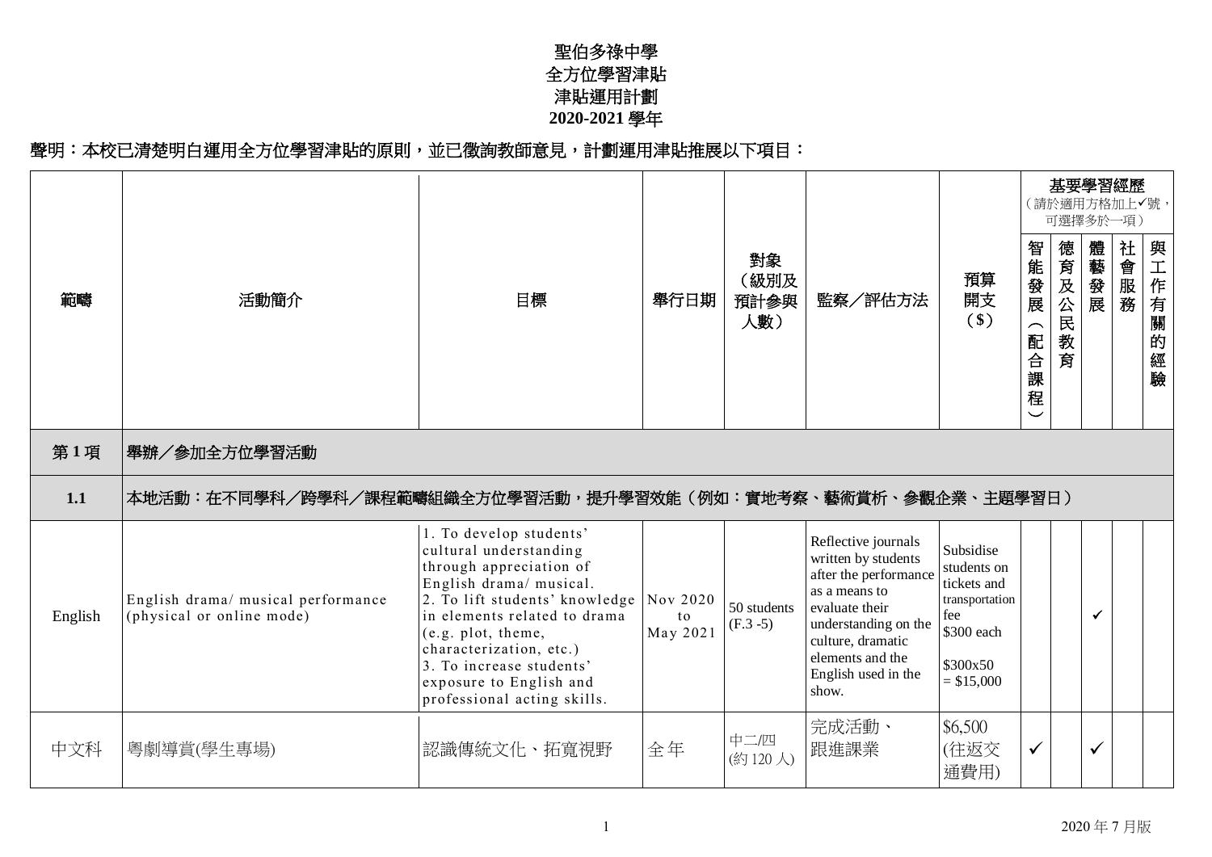# 聖伯多祿中學
# 全方位學習津貼
# 津貼運用計劃
# 2020-2021 學年

**聲明：本校已清楚明白運用全方位學習津貼的原則，並已徵詢教師意見，計劃運用津貼推展以下項目：**

| 範疇 | 活動簡介 | 目標 | 舉行日期 | 對象（級別及預計參與人數） | 監察／評估方法 | 預算開支（$） | 基要學習經歷（請於適用方格加上✓號，可選擇多於一項） | | | | |
|---|---|---|---|---|---|---|---|---|---|---|---|
| | | | | | | | 智能發展（配合課程） | 德育及公民教育 | 體藝發展 | 社會服務 | 與工作有關的經驗 |
| **第 1 項** | **舉辦／參加全方位學習活動** | | | | | | | | | | |
| **1.1** | **本地活動：在不同學科／跨學科／課程範疇組織全方位學習活動，提升學習效能（例如：實地考察、藝術賞析、參觀企業、主題學習日）** | | | | | | | | | | |
| English | English drama/ musical performance (physical or online mode) | 1. To develop students' cultural understanding through appreciation of English drama/ musical. 2. To lift students' knowledge in elements related to drama (e.g. plot, theme, characterization, etc.) 3. To increase students' exposure to English and professional acting skills. | Nov 2020 to May 2021 | 50 students (F.3 -5) | Reflective journals written by students after the performance as a means to evaluate their understanding on the culture, dramatic elements and the English used in the show. | Subsidise students on tickets and transportation fee $300 each $300x50 = $15,000 | | | ✓ | | |
| 中文科 | 粵劇導賞(學生專場) | 認識傳統文化、拓寬視野 | 全年 | 中二/四 (約 120 人) | 完成活動、跟進課業 | $6,500 (往返交通費用) | ✓ | | ✓ | | |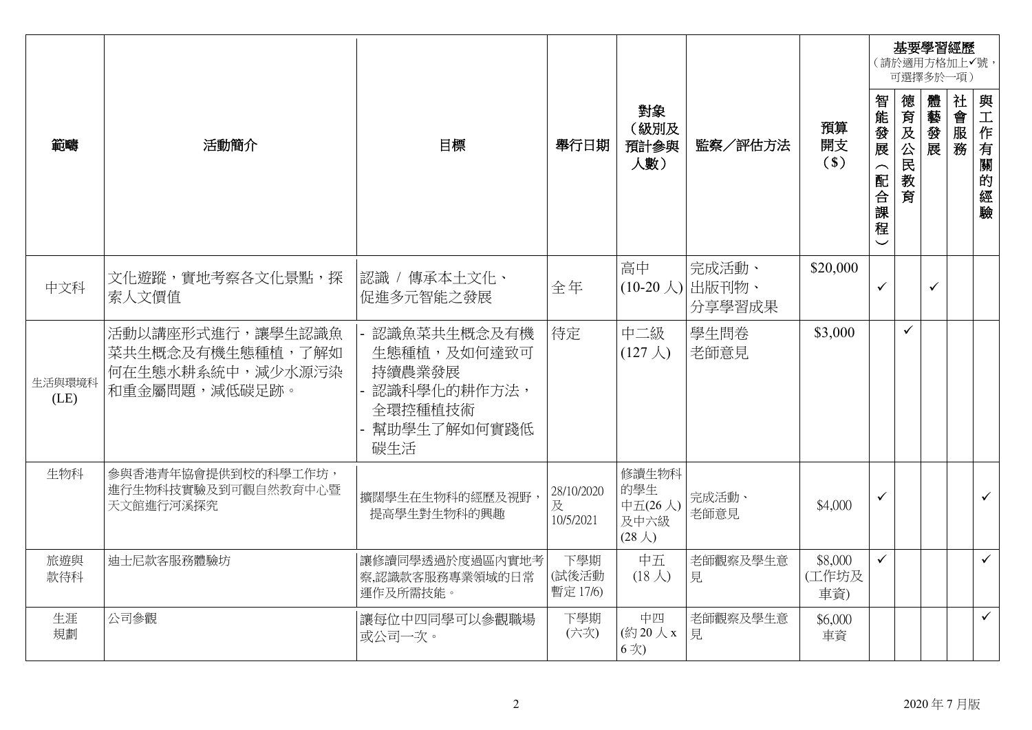| 範疇 | 活動簡介 | 目標 | 舉行日期 | 對象（級別及預計參與人數） | 監察／評估方法 | 預算開支（$） | 基要學習經歷（請於適用方格加上✓號，可選擇多於一項） | | | | |
|---|---|---|---|---|---|---|---|---|---|---|---|
| | | | | | | | 智能發展（配合課程） | 德育及公民教育 | 體藝發展 | 社會服務 | 與工作有關的經驗 |
| 中文科 | 文化遊蹤，實地考察各文化景點，探索人文價值 | 認識 / 傳承本土文化、促進多元智能之發展 | 全年 | 高中(10-20 人) | 完成活動、出版刊物、分享學習成果 | $20,000 | ✓ | | ✓ | | |
| 生活與環境科 (LE) | 活動以講座形式進行，讓學生認識魚菜共生概念及有機生態種植，了解如何在生態水耕系統中，減少水源污染和重金屬問題，減低碳足跡。 | - 認識魚菜共生概念及有機生態種植，及如何達致可持續農業發展<br>- 認識科學化的耕作方法，全環控種植技術<br>- 幫助學生了解如何實踐低碳生活 | 待定 | 中二級(127 人) | 學生問卷<br>老師意見 | $3,000 | | ✓ | | | |
| 生物科 | 參與香港青年協會提供到校的科學工作坊，進行生物科技實驗及到可觀自然教育中心暨天文館進行河溪探究 | 擴闊學生在生物科的經歷及視野，提高學生對生物科的興趣 | 28/10/2020 及 10/5/2021 | 修讀生物科的學生 中五(26 人) 及中六級(28 人) | 完成活動、老師意見 | $4,000 | ✓ | | | | ✓ |
| 旅遊與款待科 | 迪士尼款客服務體驗坊 | 讓修讀同學透過於度過區內實地考察,認識款客服務專業領域的日常運作及所需技能。 | 下學期(試後活動暫定 17/6) | 中五(18 人) | 老師觀察及學生意見 | $8,000(工作坊及車資) | ✓ | | | | ✓ |
| 生涯規劃 | 公司參觀 | 讓每位中四同學可以參觀職場或公司一次。 | 下學期(六次) | 中四(約 20 人 x 6 次) | 老師觀察及學生意見 | $6,000 車資 | | | | | ✓ |

2020 年 7 月版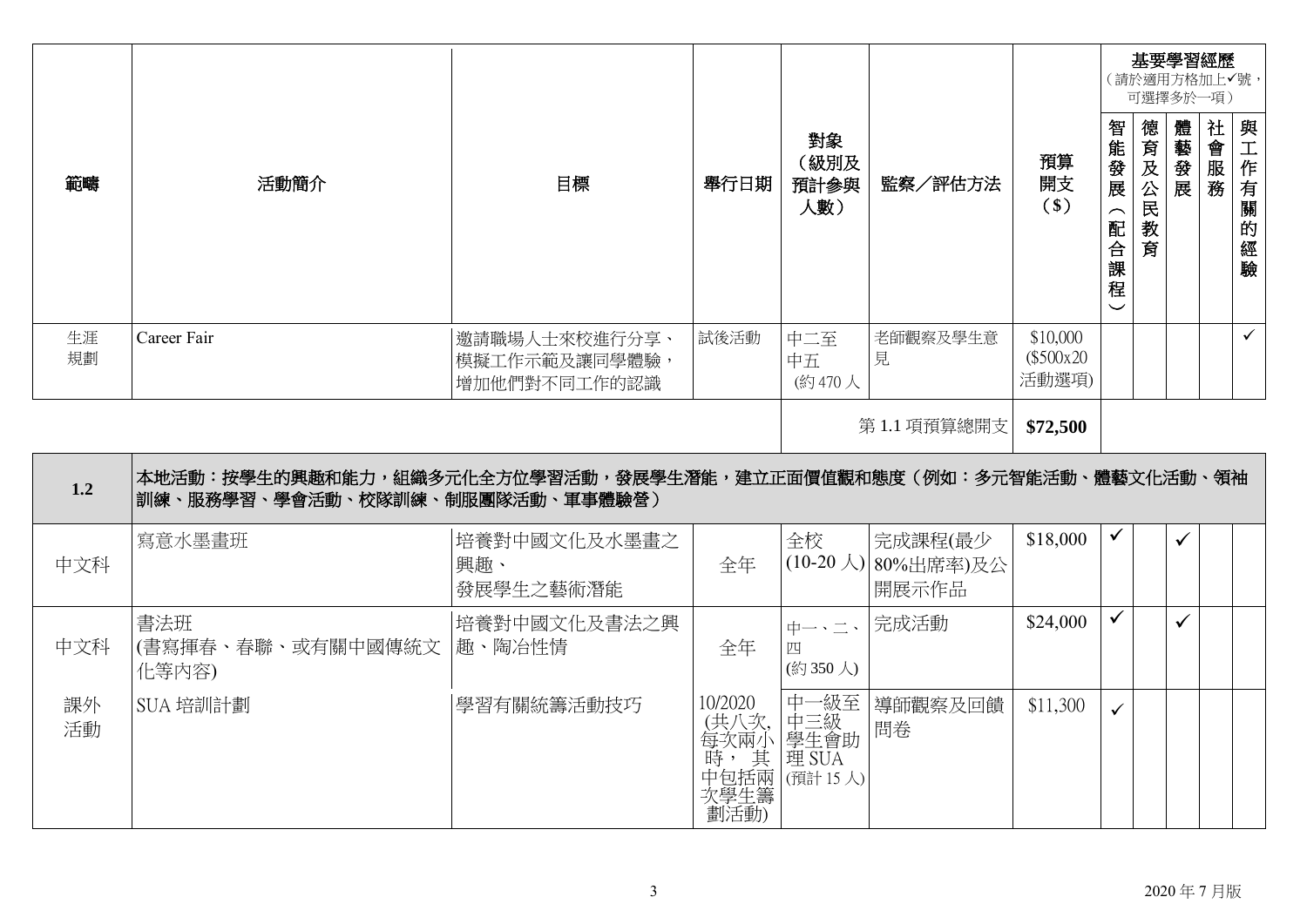| 範疇 | 活動簡介 | 目標 | 舉行日期 | 對象（級別及預計參與人數） | 監察／評估方法 | 預算開支（$） | 基要學習經歷（請於適用方格加上✓號，可選擇多於一項）智能發展（配合課程） | 德育及公民教育 | 體藝發展 | 社會服務 | 與工作有關的經驗 |
|---|---|---|---|---|---|---|---|---|---|---|---|
| 生涯規劃 | Career Fair | 邀請職場人士來校進行分享、模擬工作示範及讓同學體驗，增加他們對不同工作的認識 | 試後活動 | 中二至中五（約 470 人 | 老師觀察及學生意見 | $10,000 ($500x20 活動選項) | | | | | ✓ |
| | | | | | 第 1.1 項預算總開支 | **$72,500** | | | | | |
| **1.2** | **本地活動：按學生的興趣和能力，組織多元化全方位學習活動，發展學生潛能，建立正面價值觀和態度（例如：多元智能活動、體藝文化活動、領袖訓練、服務學習、學會活動、校隊訓練、制服團隊活動、軍事體驗營）** | | | | | | | | | | |
| 中文科 | 寫意水墨畫班 | 培養對中國文化及水墨畫之興趣、發展學生之藝術潛能 | 全年 | 全校 (10-20 人) | 完成課程(最少 80%出席率)及公開展示作品 | $18,000 | ✓ | | ✓ | | |
| 中文科 | 書法班 (書寫揮春、春聯、或有關中國傳統文化等內容) | 培養對中國文化及書法之興趣、陶冶性情 | 全年 | 中一、二、四 (約 350 人) | 完成活動 | $24,000 | ✓ | | ✓ | | |
| 課外活動 | SUA 培訓計劃 | 學習有關統籌活動技巧 | 10/2020 (共八次, 每次兩小時，其中包括兩次學生籌劃活動) | 中一級至中三級學生會助理 SUA (預計 15 人) | 導師觀察及回饋問卷 | $11,300 | ✓ | | | | |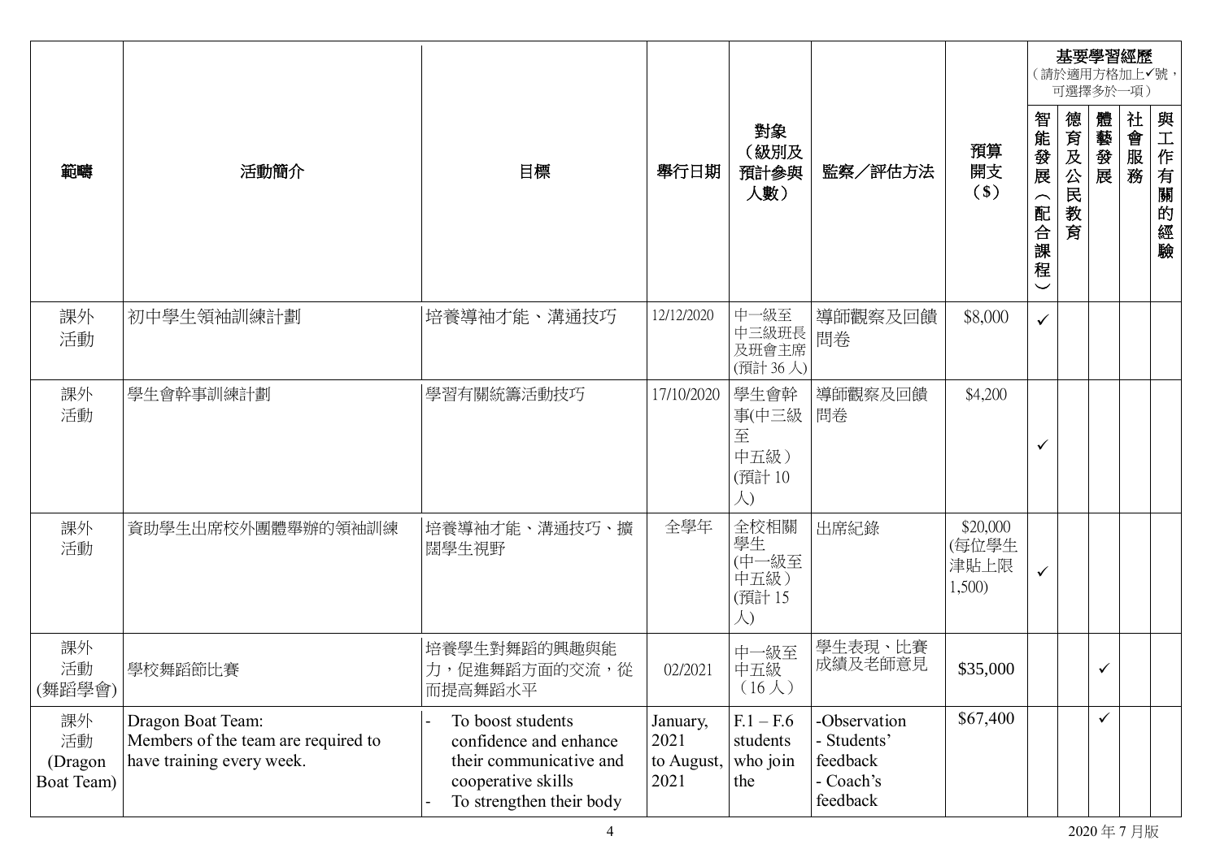| 範疇 | 活動簡介 | 目標 | 舉行日期 | 對象（級別及預計參與人數） | 監察／評估方法 | 預算開支（$） | 基要學習經歷（請於適用方格加上✓號，可選擇多於一項） | | | | |
|---|---|---|---|---|---|---|---|---|---|---|---|
| | | | | | | | 智能發展（配合課程） | 德育及公民教育 | 體藝發展 | 社會服務 | 與工作有關的經驗 |
| 課外活動 | 初中學生領袖訓練計劃 | 培養導袖才能、溝通技巧 | 12/12/2020 | 中一級至中三級班長及班會主席(預計 36 人) | 導師觀察及回饋問卷 | $8,000 | ✓ | | | | |
| 課外活動 | 學生會幹事訓練計劃 | 學習有關統籌活動技巧 | 17/10/2020 | 學生會幹事(中三級至中五級)(預計 10 人) | 導師觀察及回饋問卷 | $4,200 | ✓ | | | | |
| 課外活動 | 資助學生出席校外團體舉辦的領袖訓練 | 培養導袖才能、溝通技巧、擴闊學生視野 | 全學年 | 全校相關學生(中一級至中五級)(預計 15 人) | 出席紀錄 | $20,000 (每位學生津貼上限 1,500) | ✓ | | | | |
| 課外活動(舞蹈學會) | 學校舞蹈節比賽 | 培養學生對舞蹈的興趣與能力，促進舞蹈方面的交流，從而提高舞蹈水平 | 02/2021 | 中一級至中五級（16 人） | 學生表現、比賽成績及老師意見 | $35,000 | | | ✓ | | |
| 課外活動 (Dragon Boat Team) | Dragon Boat Team: Members of the team are required to have training every week. | - To boost students confidence and enhance their communicative and cooperative skills<br>- To strengthen their body | January, 2021 to August, 2021 | F.1 – F.6 students who join the | -Observation<br>- Students' feedback<br>- Coach's feedback | $67,400 | | | ✓ | | |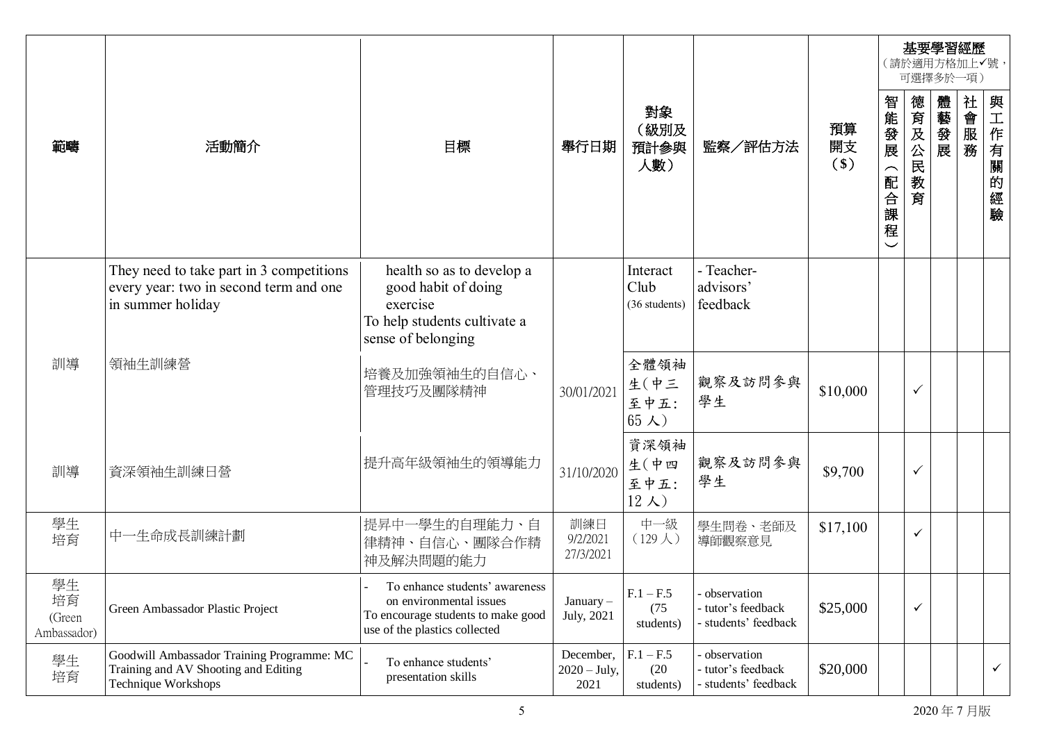| 範疇 | 活動簡介 | 目標 | 舉行日期 | 對象（級別及預計參與人數） | 監察／評估方法 | 預算開支($) | 基要學習經歷（請於適用方格加上✓號，可選擇多於一項） | | | | |
|---|---|---|---|---|---|---|---|---|---|---|---|
| | | | | | | | 智能發展（配合課程） | 德育及公民教育 | 體藝發展 | 社會服務 | 與工作有關的經驗 |
| | They need to take part in 3 competitions every year: two in second term and one in summer holiday | health so as to develop a good habit of doing exercise<br>To help students cultivate a sense of belonging | | Interact Club (36 students) | - Teacher-advisors' feedback | | | | | | |
| 訓導 | 領袖生訓練營 | 培養及加強領袖生的自信心、管理技巧及團隊精神 | 30/01/2021 | 全體領袖生(中三至中五: 65人) | 觀察及訪問參與學生 | $10,000 | | ✓ | | | |
| 訓導 | 資深領袖生訓練日營 | 提升高年級領袖生的領導能力 | 31/10/2020 | 資深領袖生(中四至中五: 12人) | 觀察及訪問參與學生 | $9,700 | | ✓ | | | |
| 學生培育 | 中一生命成長訓練計劃 | 提昇中一學生的自理能力、自律精神、自信心、團隊合作精神及解決問題的能力 | 訓練日 9/2/2021 27/3/2021 | 中一級（129人） | 學生問卷、老師及導師觀察意見 | $17,100 | | ✓ | | | |
| 學生培育 (Green Ambassador) | Green Ambassador Plastic Project | - To enhance students' awareness on environmental issues<br>To encourage students to make good use of the plastics collected | January – July, 2021 | F.1 – F.5 (75 students) | - observation<br>- tutor's feedback<br>- students' feedback | $25,000 | | ✓ | | | |
| 學生培育 | Goodwill Ambassador Training Programme: MC Training and AV Shooting and Editing Technique Workshops | - To enhance students' presentation skills | December, 2020 – July, 2021 | F.1 – F.5 (20 students) | - observation<br>- tutor's feedback<br>- students' feedback | $20,000 | | | | | ✓ |

2020 年 7 月版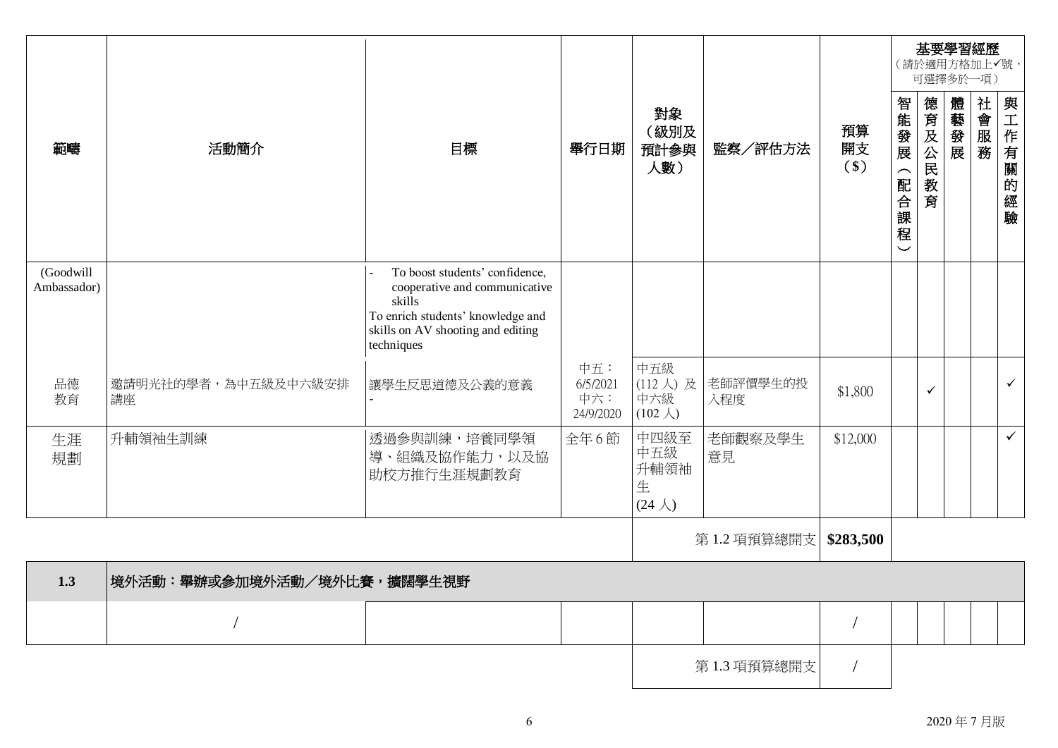| 範疇 | 活動簡介 | 目標 | 舉行日期 | 對象（級別及預計參與人數） | 監察／評估方法 | 預算開支（$） | 基要學習經歷（請於適用方格加上✓號，可選擇多於一項） | | | | |
|---|---|---|---|---|---|---|---|---|---|---|---|
| | | | | | | | 智能發展（配合課程） | 德育及公民教育 | 體藝發展 | 社會服務 | 與工作有關的經驗 |
| (Goodwill Ambassador) | | - To boost students' confidence, cooperative and communicative skills<br>To enrich students' knowledge and skills on AV shooting and editing techniques | | | | | | | | | |
| 品德教育 | 邀請明光社的學者，為中五級及中六級安排講座 | 讓學生反思道德及公義的意義<br>- | 中五：6/5/2021<br>中六：24/9/2020 | 中五級 (112 人) 及中六級 (102 人) | 老師評價學生的投入程度 | $1,800 | | ✓ | | | ✓ |
| 生涯規劃 | 升輔領袖生訓練 | 透過參與訓練，培養同學領導、組織及協作能力，以及協助校方推行生涯規劃教育 | 全年 6 節 | 中四級至中五級升輔領袖生 (24 人) | 老師觀察及學生意見 | $12,000 | | | | | ✓ |
| | | | | | 第 1.2 項預算總開支 | **$283,500** | | | | | |

| **1.3** | **境外活動：舉辦或參加境外活動／境外比賽，擴闊學生視野** | | | | | | | | | | |
|---|---|---|---|---|---|---|---|---|---|---|---|
| | / | | | | | / | | | | | |
| | | | | | 第 1.3 項預算總開支 | / | | | | | |

2020 年 7 月版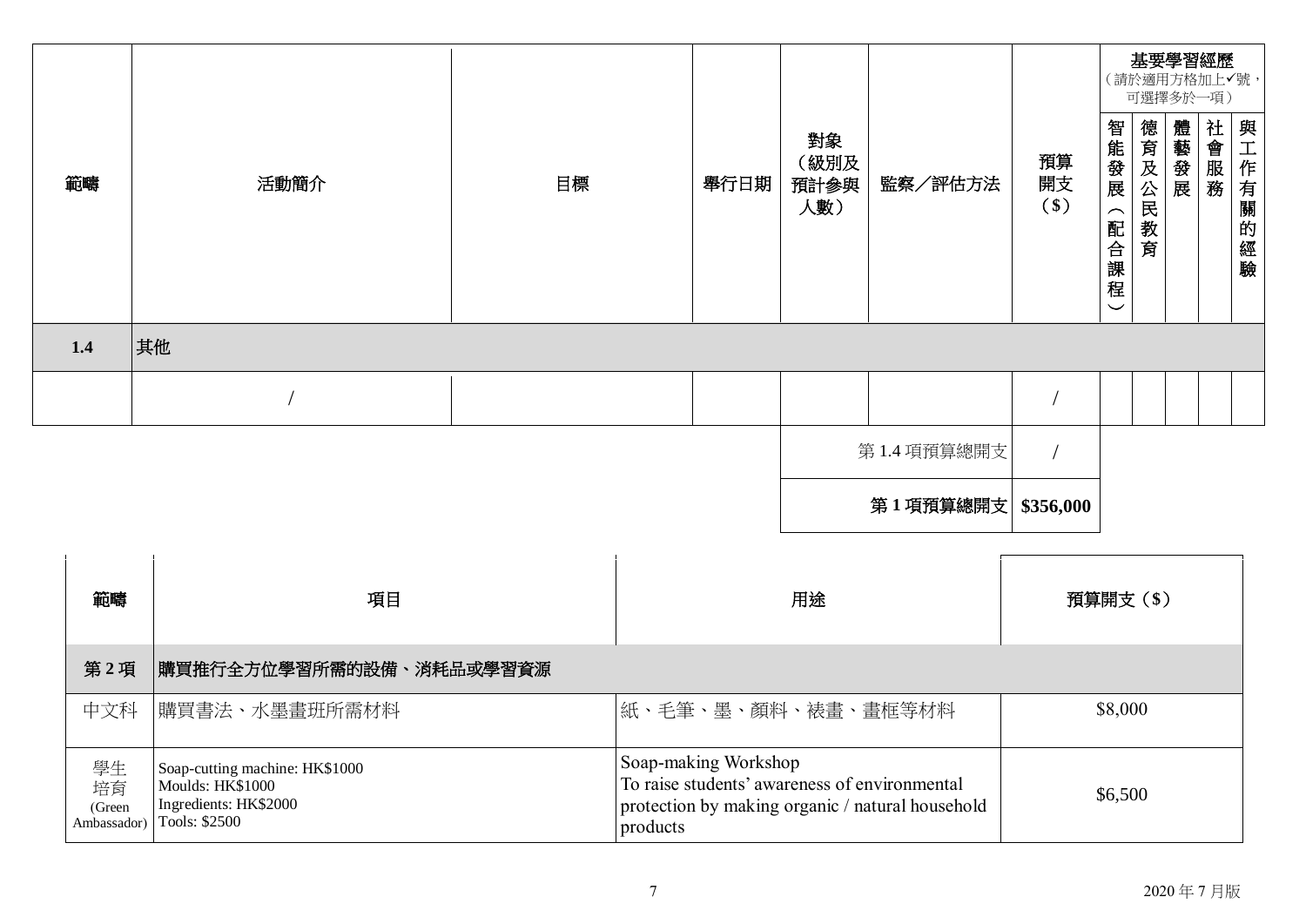| 範疇 | 活動簡介 | 目標 | 舉行日期 | 對象（級別及預計參與人數） | 監察／評估方法 | 預算開支（$） | 基要學習經歷（請於適用方格加上✓號，可選擇多於一項） | | | | |
|---|---|---|---|---|---|---|---|---|---|---|---|
| | | | | | | | 智能發展（配合課程） | 德育及公民教育 | 體藝發展 | 社會服務 | 與工作有關的經驗 |
| **1.4** | **其他** | | | | | | | | | | |
| | / | | | | | / | | | | | |
| | | | | | 第 1.4 項預算總開支 | / | | | | | |
| | | | | | **第 1 項預算總開支** | **$356,000** | | | | | |

| 範疇 | 項目 | 用途 | 預算開支（$） |
|---|---|---|---|
| **第 2 項** | **購買推行全方位學習所需的設備、消耗品或學習資源** | | |
| 中文科 | 購買書法、水墨畫班所需材料 | 紙、毛筆、墨、顏料、裱畫、畫框等材料 | $8,000 |
| 學生培育 (Green Ambassador) | Soap-cutting machine: HK$1000<br>Moulds: HK$1000<br>Ingredients: HK$2000<br>Tools: $2500 | Soap-making Workshop<br>To raise students' awareness of environmental protection by making organic / natural household products | $6,500 |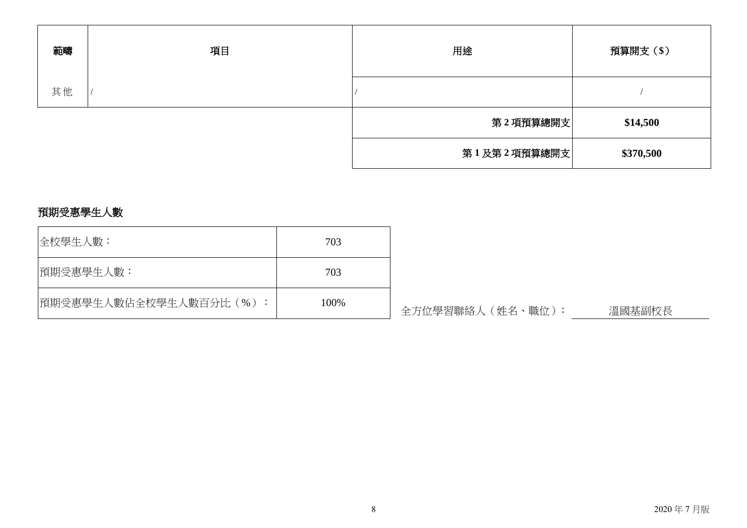| 範疇 | 項目 | 用途 | 預算開支（$） |
|---|---|---|---|
| 其他 | / | / | / |
| | | **第 2 項預算總開支** | **$14,500** |
| | | **第 1 及第 2 項預算總開支** | **$370,500** |

**預期受惠學生人數**

| | |
|---|---|
| 全校學生人數： | 703 |
| 預期受惠學生人數： | 703 |
| 預期受惠學生人數佔全校學生人數百分比（%）： | 100% |

全方位學習聯絡人（姓名、職位）： 溫國基副校長

2020 年 7 月版